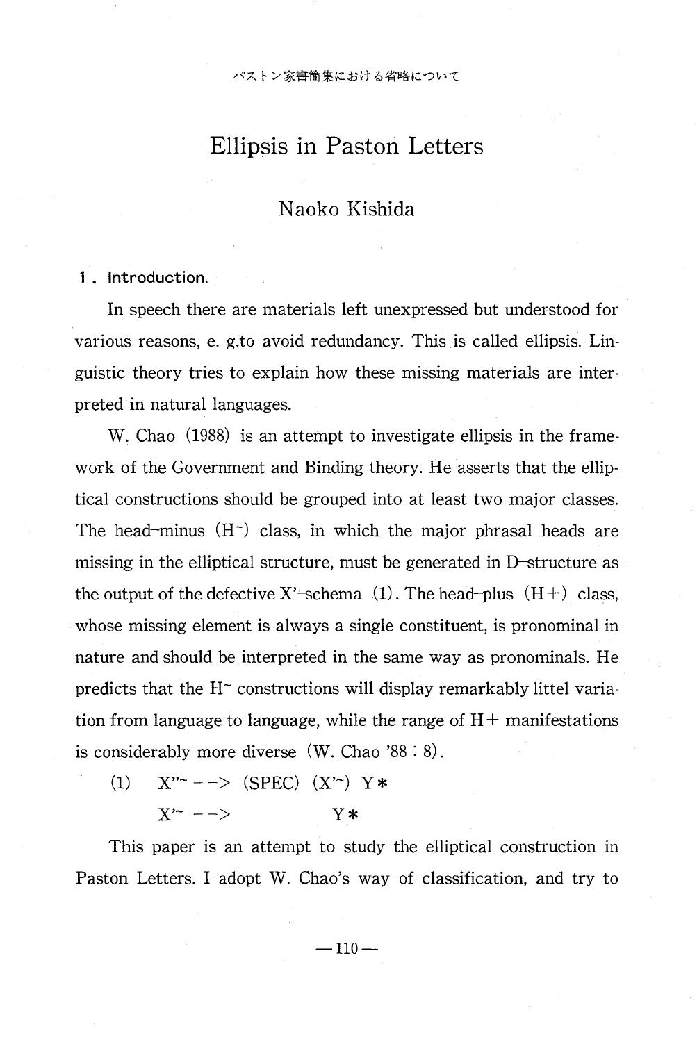パストン家書簡集における省略について

# Ellipsis in Paston Letters

Naoko Kishida

## 1. Introduction.

In speech there are materials left unexpressed but understood for various reasons, e. g.to avoid redundancy. This is called ellipsis. Linguistic theory tries to explain how these missing materials are interpreted in natural languages.

W. Chao (1988) is an attempt to investigate ellipsis in the framework of the Government and Binding theory. He asserts that the elliptical constructions should be grouped into at least two major classes. The head-minus (H~) class, in which the major phrasal heads are missing in the elliptical structure, must be generated in D-structure as the output of the defective X'-schema (1). The head-plus (H+) class, whose missing element is always a single constituent, is pronominal in nature and should be interpreted in the same way as pronominals. He predicts that the H~ constructions will display remarkably littel variation from language to language, while the range of H+ manifestations is considerably more diverse (W. Chao '88 : 8).

(1) X''~ --> (SPEC) (X'~) Y*
    X'~ --> Y*

This paper is an attempt to study the elliptical construction in Paston Letters. I adopt W. Chao's way of classification, and try to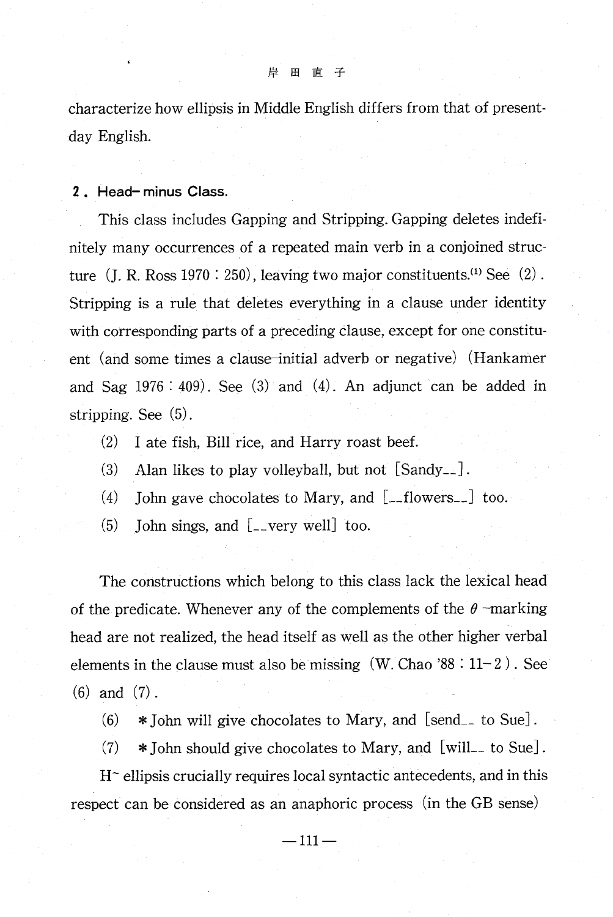characterize how ellipsis in Middle English differs from that of present-day English.

## 2. Head-minus Class.

This class includes Gapping and Stripping. Gapping deletes indefinitely many occurrences of a repeated main verb in a conjoined structure (J. R. Ross 1970 : 250), leaving two major constituents.[1] See (2). Stripping is a rule that deletes everything in a clause under identity with corresponding parts of a preceding clause, except for one constituent (and some times a clause-initial adverb or negative) (Hankamer and Sag 1976 : 409). See (3) and (4). An adjunct can be added in stripping. See (5).

(2) I ate fish, Bill rice, and Harry roast beef.

(3) Alan likes to play volleyball, but not [Sandy__].

(4) John gave chocolates to Mary, and [__flowers__] too.

(5) John sings, and [__very well] too.

The constructions which belong to this class lack the lexical head of the predicate. Whenever any of the complements of the $\theta$-marking head are not realized, the head itself as well as the other higher verbal elements in the clause must also be missing (W. Chao '88 : 11-2). See (6) and (7).

(6) * John will give chocolates to Mary, and [send__ to Sue].

(7) * John should give chocolates to Mary, and [will__ to Sue].

H⁻ ellipsis crucially requires local syntactic antecedents, and in this respect can be considered as an anaphoric process (in the GB sense)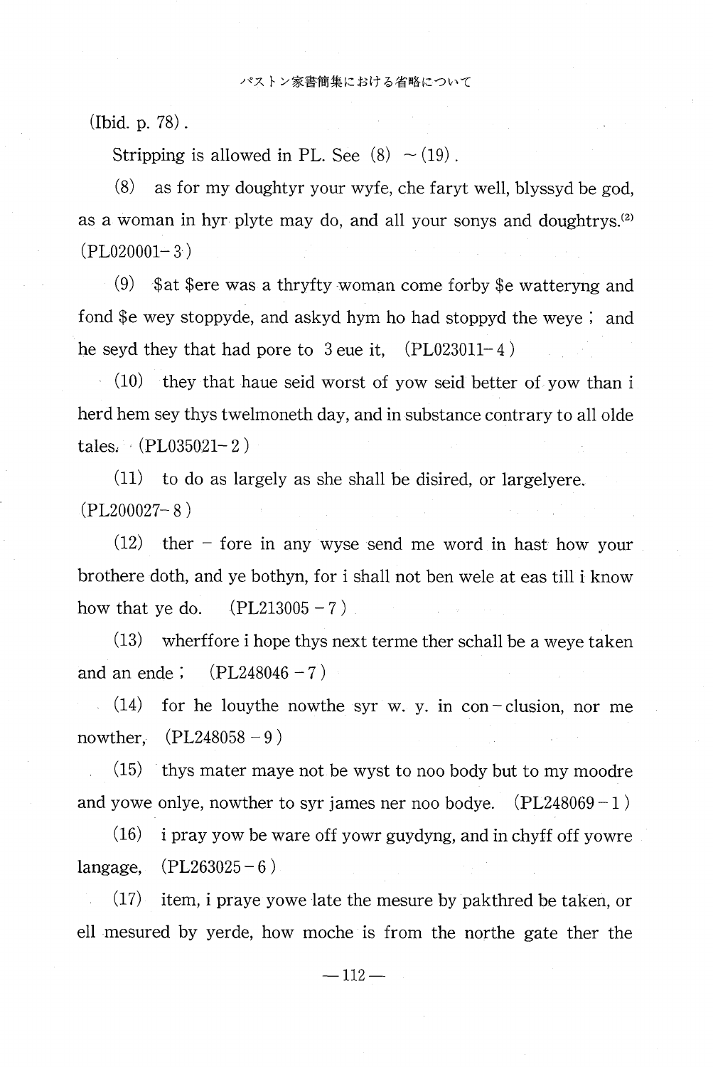(Ibid. p. 78).

Stripping is allowed in PL. See (8) ～(19).

(8) as for my doughtyr your wyfe, che faryt well, blyssyd be god, as a woman in hyr plyte may do, and all your sonys and doughtrys.[2] (PL020001-3)

(9) $at $ere was a thryfty woman come forby $e watteryng and fond $e wey stoppyde, and askyd hym ho had stoppyd the weye ; and he seyd they that had pore to 3 eue it, (PL023011-4)

(10) they that haue seid worst of yow seid better of yow than i herd hem sey thys twelmoneth day, and in substance contrary to all olde tales. (PL035021-2)

(11) to do as largely as she shall be disired, or largelyere. (PL200027-8)

(12) ther - fore in any wyse send me word in hast how your brothere doth, and ye bothyn, for i shall not ben wele at eas till i know how that ye do. (PL213005-7)

(13) wherffore i hope thys next terme ther schall be a weye taken and an ende ; (PL248046-7)

(14) for he louythe nowthe syr w. y. in con-clusion, nor me nowther, (PL248058-9)

(15) thys mater maye not be wyst to noo body but to my moodre and yowe onlye, nowther to syr james ner noo bodye. (PL248069-1)

(16) i pray yow be ware off yowr guydyng, and in chyff off yowre langage, (PL263025-6)

(17) item, i praye yowe late the mesure by pakthred be taken, or ell mesured by yerde, how moche is from the northe gate ther the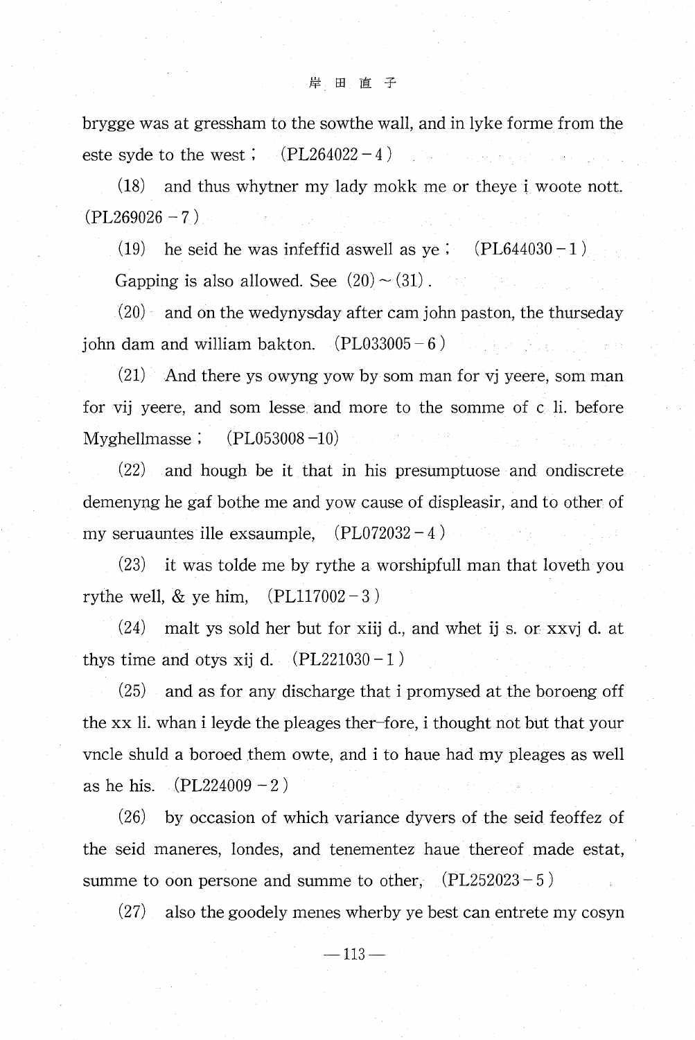brygge was at gressham to the sowthe wall, and in lyke forme from the este syde to the west ; (PL264022－4)

(18) and thus whytner my lady mokk me or theye i woote nott. (PL269026－7)

(19) he seid he was infeffid aswell as ye ; (PL644030－1)

Gapping is also allowed. See (20)～(31).

(20) and on the wedynysday after cam john paston, the thurseday john dam and william bakton. (PL033005－6)

(21) And there ys owyng yow by som man for vj yeere, som man for vij yeere, and som lesse and more to the somme of c li. before Myghellmasse ; (PL053008－10)

(22) and hough be it that in his presumptuose and ondiscrete demenyng he gaf bothe me and yow cause of displeasir, and to other of my seruauntes ille exsaumple, (PL072032－4)

(23) it was tolde me by rythe a worshipfull man that loveth you rythe well, & ye him, (PL117002－3)

(24) malt ys sold her but for xiij d., and whet ij s. or xxvj d. at thys time and otys xij d. (PL221030－1)

(25) and as for any discharge that i promysed at the boroeng off the xx li. whan i leyde the pleages ther-fore, i thought not but that your vncle shuld a boroed them owte, and i to haue had my pleages as well as he his. (PL224009－2)

(26) by occasion of which variance dyvers of the seid feoffez of the seid maneres, londes, and tenementez haue thereof made estat, summe to oon persone and summe to other, (PL252023－5)

(27) also the goodely menes wherby ye best can entrete my cosyn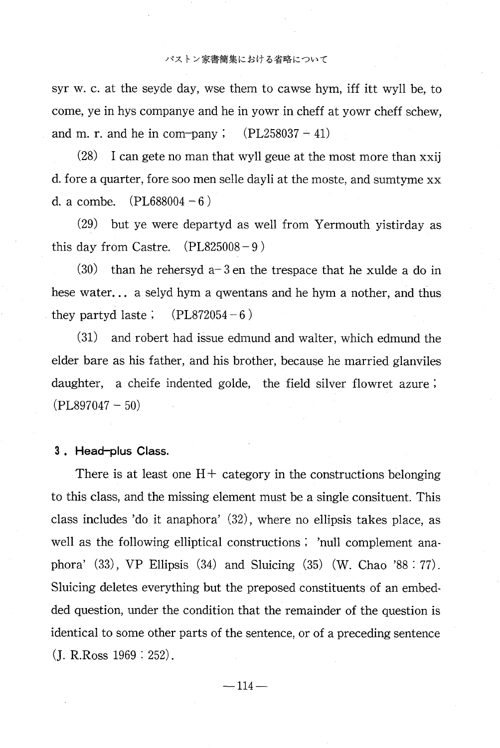syr w. c. at the seyde day, wse them to cawse hym, iff itt wyll be, to come, ye in hys companye and he in yowr in cheff at yowr cheff schew, and m. r. and he in com-pany ; (PL258037 – 41)

(28) I can gete no man that wyll geue at the most more than xxij d. fore a quarter, fore soo men selle dayli at the moste, and sumtyme xx d. a combe. (PL688004 – 6)

(29) but ye were departyd as well from Yermouth yistirday as this day from Castre. (PL825008 – 9)

(30) than he rehersyd a-3en the trespace that he xulde a do in hese water... a selyd hym a qwentans and he hym a nother, and thus they partyd laste ; (PL872054 – 6)

(31) and robert had issue edmund and walter, which edmund the elder bare as his father, and his brother, because he married glanviles daughter, a cheife indented golde, the field silver flowret azure ; (PL897047 – 50)

## 3. Head-plus Class.

There is at least one H+ category in the constructions belonging to this class, and the missing element must be a single consituent. This class includes 'do it anaphora' (32), where no ellipsis takes place, as well as the following elliptical constructions ; 'null complement anaphora' (33), VP Ellipsis (34) and Sluicing (35) (W. Chao '88 : 77). Sluicing deletes everything but the preposed constituents of an embedded question, under the condition that the remainder of the question is identical to some other parts of the sentence, or of a preceding sentence (J. R.Ross 1969 : 252).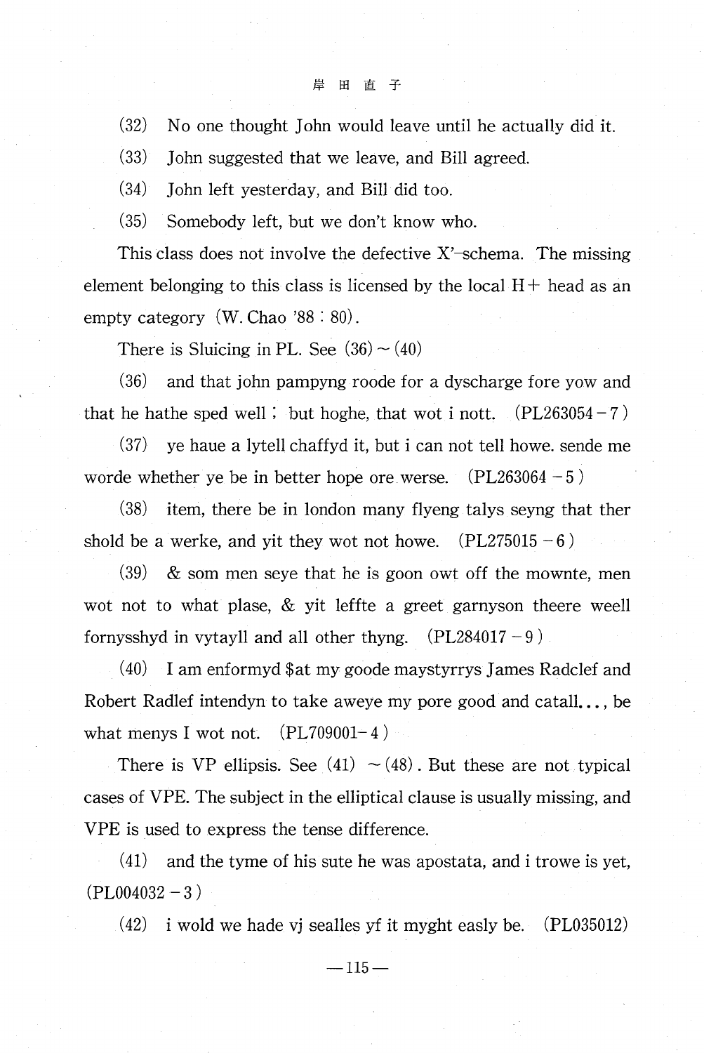(32) No one thought John would leave until he actually did it.

(33) John suggested that we leave, and Bill agreed.

(34) John left yesterday, and Bill did too.

(35) Somebody left, but we don't know who.

This class does not involve the defective X'-schema. The missing element belonging to this class is licensed by the local H+ head as an empty category (W. Chao '88 : 80).

There is Sluicing in PL. See (36) ~ (40)

(36) and that john pampyng roode for a dyscharge fore yow and that he hathe sped well ; but hoghe, that wot i nott. (PL263054 − 7)

(37) ye haue a lytell chaffyd it, but i can not tell howe. sende me worde whether ye be in better hope ore werse. (PL263064 − 5)

(38) item, there be in london many flyeng talys seyng that ther shold be a werke, and yit they wot not howe. (PL275015 − 6)

(39) & som men seye that he is goon owt off the mownte, men wot not to what plase, & yit leffte a greet garnyson theere weell fornysshyd in vytayll and all other thyng. (PL284017 − 9)

(40) I am enformyd $at my goode maystyrrys James Radclef and Robert Radlef intendyn to take aweye my pore good and catall..., be what menys I wot not. (PL709001− 4)

There is VP ellipsis. See (41) ~ (48). But these are not typical cases of VPE. The subject in the elliptical clause is usually missing, and VPE is used to express the tense difference.

(41) and the tyme of his sute he was apostata, and i trowe is yet, (PL004032 − 3)

(42) i wold we hade vj sealles yf it myght easly be. (PL035012)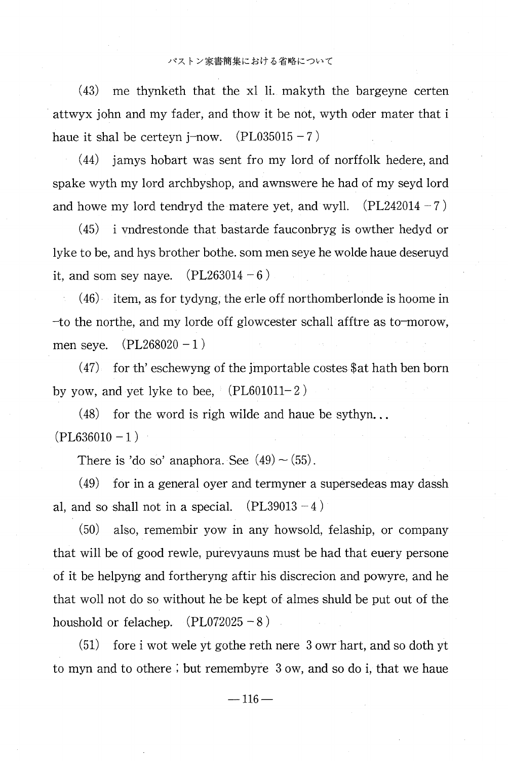(43) me thynketh that the xl li. makyth the bargeyne certen attwyx john and my fader, and thow it be not, wyth oder mater that i haue it shal be certeyn j-now. (PL035015 − 7)

(44) jamys hobart was sent fro my lord of norffolk hedere, and spake wyth my lord archbyshop, and awnswere he had of my seyd lord and howe my lord tendryd the matere yet, and wyll. (PL242014 − 7)

(45) i vndrestonde that bastarde fauconbryg is owther hedyd or lyke to be, and hys brother bothe. som men seye he wolde haue deseruyd it, and som sey naye. (PL263014 − 6)

(46) item, as for tydyng, the erle off northomberlonde is hoome in -to the northe, and my lorde off glowcester schall afftre as to-morow, men seye. (PL268020 − 1)

(47) for th' eschewyng of the jmportable costes $at hath ben born by yow, and yet lyke to bee, (PL601011− 2)

(48) for the word is righ wilde and haue be sythyn...
(PL636010 − 1)

There is 'do so' anaphora. See (49) ~ (55).

(49) for in a general oyer and termyner a supersedeas may dassh al, and so shall not in a special. (PL39013 − 4)

(50) also, remembir yow in any howsold, felaship, or company that will be of good rewle, purevyauns must be had that euery persone of it be helpyng and fortheryng aftir his discrecion and powyre, and he that woll not do so without he be kept of almes shuld be put out of the houshold or felachep. (PL072025 − 8)

(51) fore i wot wele yt gothe reth nere 3 owr hart, and so doth yt to myn and to othere ; but remembyre 3 ow, and so do i, that we haue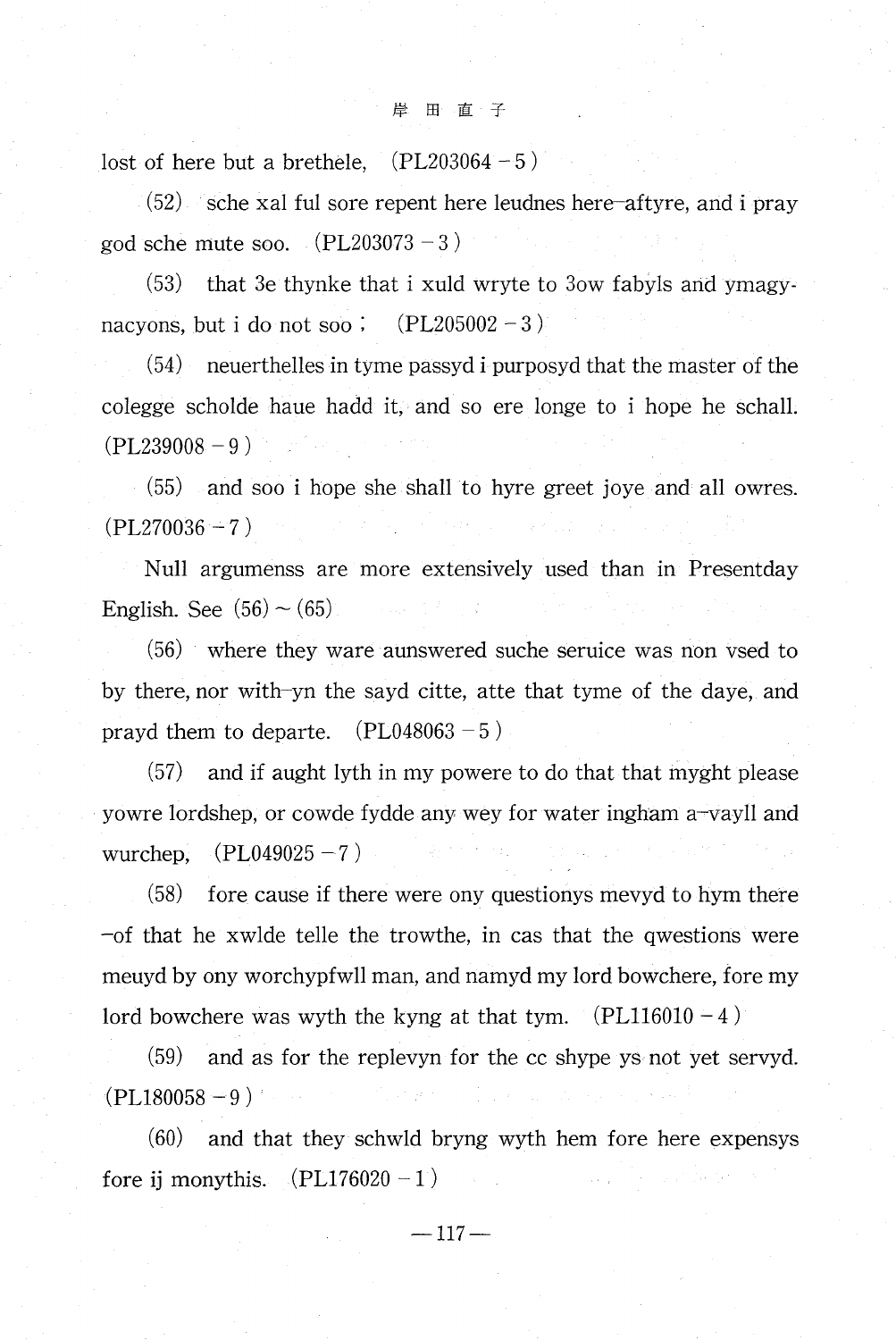lost of here but a brethele, (PL203064 – 5)

(52) sche xal ful sore repent here leudnes here-aftyre, and i pray god sche mute soo. (PL203073 – 3)

(53) that 3e thynke that i xuld wryte to 3ow fabyls and ymagynacyons, but i do not soo ; (PL205002 – 3)

(54) neuerthelles in tyme passyd i purposyd that the master of the colegge scholde haue hadd it, and so ere longe to i hope he schall. (PL239008 – 9)

(55) and soo i hope she shall to hyre greet joye and all owres. (PL270036 – 7)

Null argumenss are more extensively used than in Presentday English. See (56) ~ (65)

(56) where they ware aunswered suche seruice was non vsed to by there, nor with-yn the sayd citte, atte that tyme of the daye, and prayd them to departe. (PL048063 – 5)

(57) and if aught lyth in my powere to do that that myght please yowre lordshep, or cowde fydde any wey for water ingham a-vayll and wurchep, (PL049025 – 7)

(58) fore cause if there were ony questionys mevyd to hym there-of that he xwlde telle the trowthe, in cas that the qwestions were meuyd by ony worchypfwll man, and namyd my lord bowchere, fore my lord bowchere was wyth the kyng at that tym. (PL116010 – 4)

(59) and as for the replevyn for the cc shype ys not yet servyd. (PL180058 – 9)

(60) and that they schwld bryng wyth hem fore here expensys fore ij monythis. (PL176020 – 1)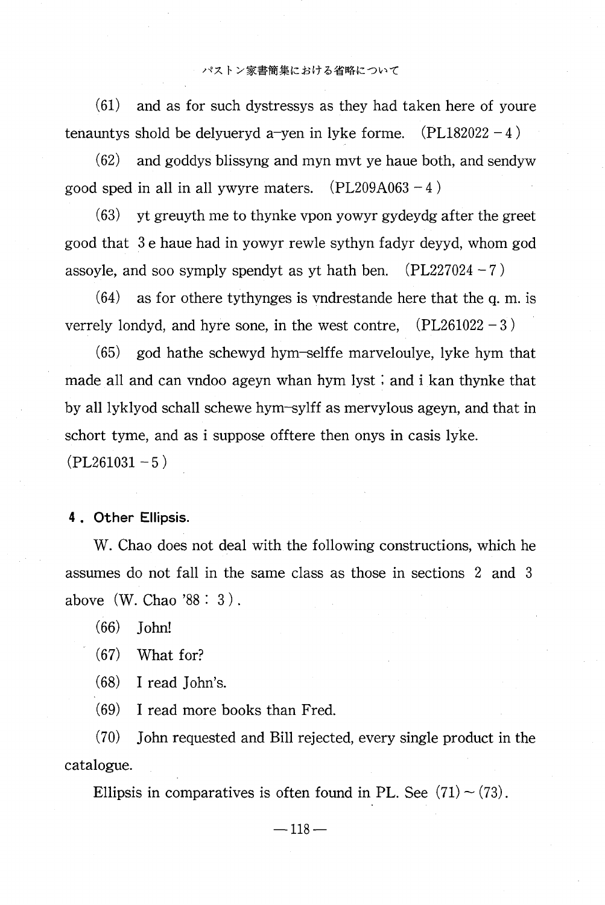(61) and as for such dystressys as they had taken here of youre tenauntys shold be delyueryd a-yen in lyke forme. (PL182022－4)

(62) and goddys blissyng and myn mvt ye haue both, and sendyw good sped in all in all ywyre maters. (PL209A063－4)

(63) yt greuyth me to thynke vpon yowyr gydeydg after the greet good that 3e haue had in yowyr rewle sythyn fadyr deyyd, whom god assoyle, and soo symply spendyt as yt hath ben. (PL227024－7)

(64) as for othere tythynges is vndrestande here that the q. m. is verrely londyd, and hyre sone, in the west contre, (PL261022－3)

(65) god hathe schewyd hym-selffe marveloulye, lyke hym that made all and can vndoo ageyn whan hym lyst ; and i kan thynke that by all lyklyod schall schewe hym-sylff as mervylous ageyn, and that in schort tyme, and as i suppose offtere then onys in casis lyke. (PL261031－5)

## 4. Other Ellipsis.

W. Chao does not deal with the following constructions, which he assumes do not fall in the same class as those in sections 2 and 3 above (W. Chao '88 : 3).

(66) John!

(67) What for?

(68) I read John's.

(69) I read more books than Fred.

(70) John requested and Bill rejected, every single product in the catalogue.

Ellipsis in comparatives is often found in PL. See (71)～(73).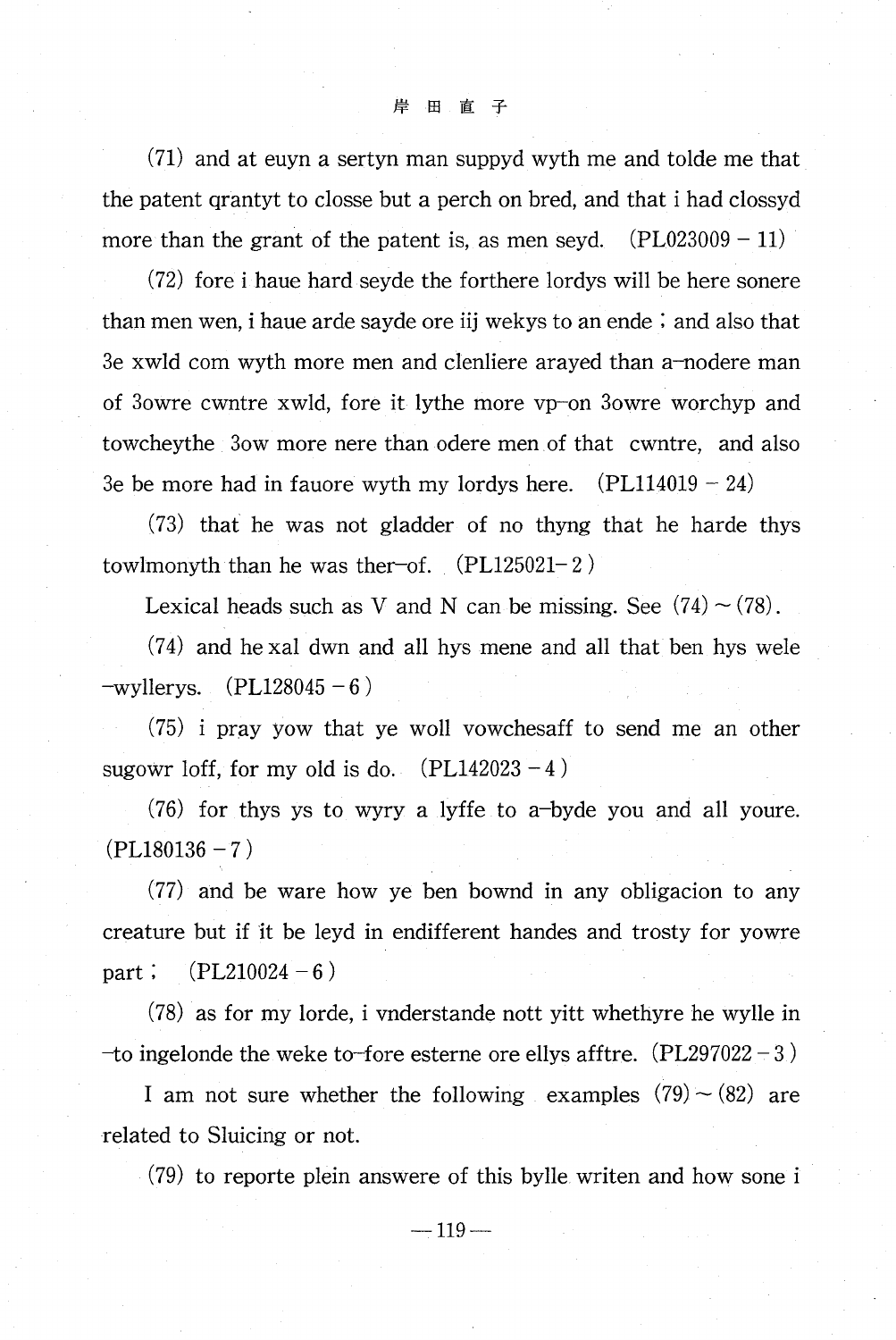(71) and at euyn a sertyn man suppyd wyth me and tolde me that the patent qrantyt to closse but a perch on bred, and that i had clossyd more than the grant of the patent is, as men seyd. (PL023009 − 11)

(72) fore i haue hard seyde the forthere lordys will be here sonere than men wen, i haue arde sayde ore iij wekys to an ende ; and also that 3e xwld com wyth more men and clenliere arayed than a-nodere man of 3owre cwntre xwld, fore it lythe more vp-on 3owre worchyp and towcheythe 3ow more nere than odere men of that cwntre, and also 3e be more had in fauore wyth my lordys here. (PL114019 − 24)

(73) that he was not gladder of no thyng that he harde thys towlmonyth than he was ther-of. (PL125021- 2 )

Lexical heads such as V and N can be missing. See (74) ~ (78).

(74) and he xal dwn and all hys mene and all that ben hys wele -wyllerys. (PL128045 − 6 )

(75) i pray yow that ye woll vowchesaff to send me an other sugowr loff, for my old is do. (PL142023 − 4 )

(76) for thys ys to wyry a lyffe to a-byde you and all youre. (PL180136 − 7 )

(77) and be ware how ye ben bownd in any obligacion to any creature but if it be leyd in endifferent handes and trosty for yowre part ; (PL210024 − 6 )

(78) as for my lorde, i vnderstande nott yitt whethyre he wylle in -to ingelonde the weke to-fore esterne ore ellys afftre. (PL297022 − 3 )

I am not sure whether the following examples (79) ~ (82) are related to Sluicing or not.

(79) to reporte plein answere of this bylle writen and how sone i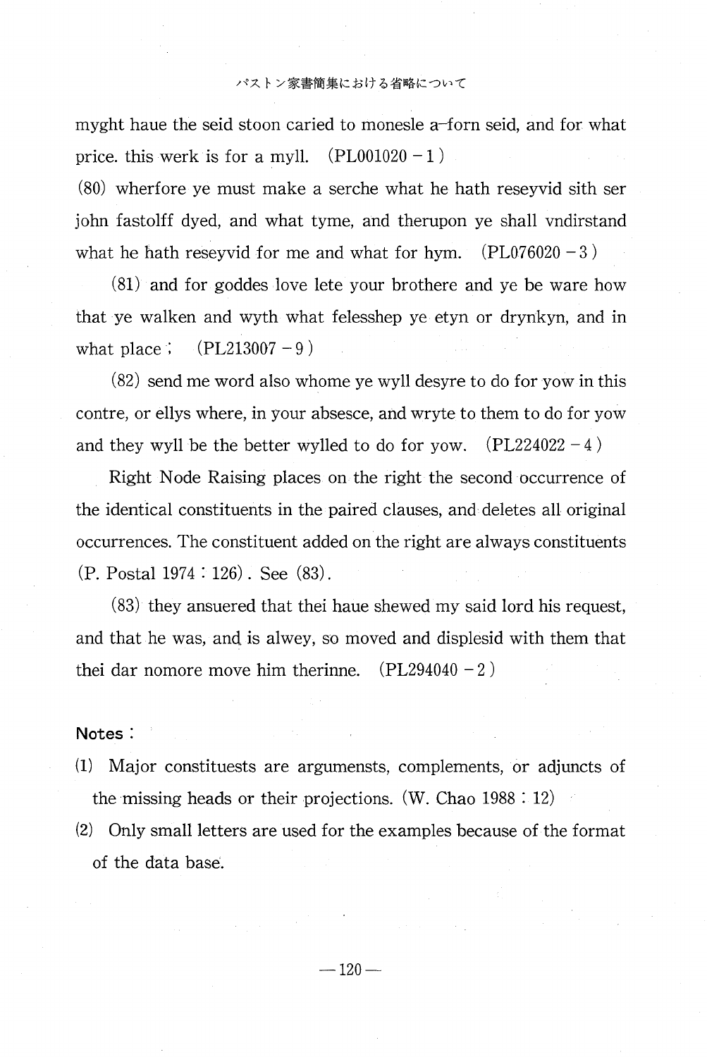myght haue the seid stoon caried to monesle a-forn seid, and for what price. this werk is for a myll. (PL001020 − 1)

(80) wherfore ye must make a serche what he hath reseyvid sith ser john fastolff dyed, and what tyme, and therupon ye shall vndirstand what he hath reseyvid for me and what for hym. (PL076020 − 3)

(81) and for goddes love lete your brothere and ye be ware how that ye walken and wyth what felesshep ye etyn or drynkyn, and in what place ; (PL213007 − 9)

(82) send me word also whome ye wyll desyre to do for yow in this contre, or ellys where, in your absesce, and wryte to them to do for yow and they wyll be the better wylled to do for yow. (PL224022 − 4)

Right Node Raising places on the right the second occurrence of the identical constituents in the paired clauses, and deletes all original occurrences. The constituent added on the right are always constituents (P. Postal 1974 : 126). See (83).

(83) they ansuered that thei haue shewed my said lord his request, and that he was, and is alwey, so moved and displesid with them that thei dar nomore move him therinne. (PL294040 − 2)

**Notes :**

(1) Major constituests are argumensts, complements, or adjuncts of the missing heads or their projections. (W. Chao 1988 : 12)

(2) Only small letters are used for the examples because of the format of the data base.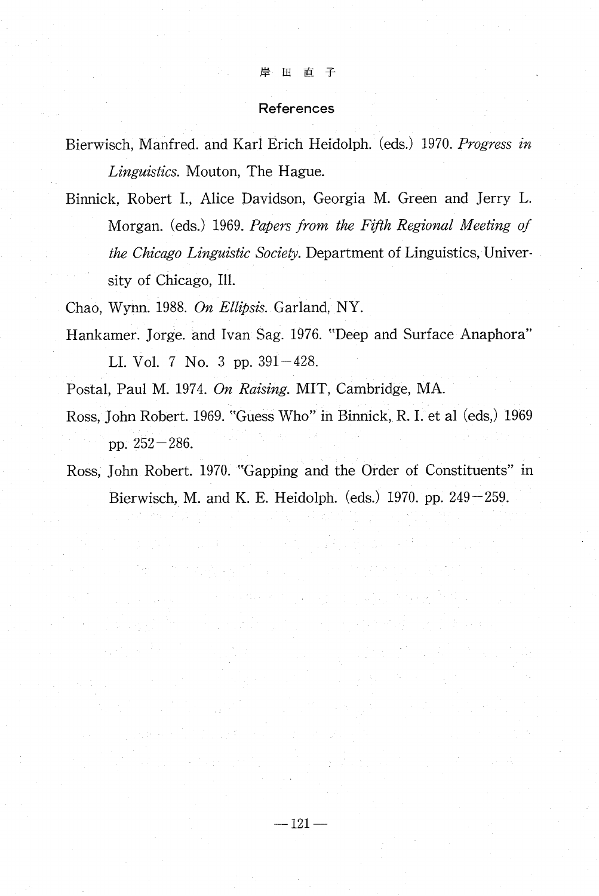## References

Bierwisch, Manfred. and Karl Erich Heidolph. (eds.) 1970. *Progress in Linguistics.* Mouton, The Hague.

Binnick, Robert I., Alice Davidson, Georgia M. Green and Jerry L. Morgan. (eds.) 1969. *Papers from the Fifth Regional Meeting of the Chicago Linguistic Society.* Department of Linguistics, University of Chicago, Ill.

Chao, Wynn. 1988. *On Ellipsis.* Garland, NY.

Hankamer. Jorge. and Ivan Sag. 1976. "Deep and Surface Anaphora" LI. Vol. 7 No. 3 pp. 391–428.

Postal, Paul M. 1974. *On Raising.* MIT, Cambridge, MA.

Ross, John Robert. 1969. "Guess Who" in Binnick, R. I. et al (eds,) 1969 pp. 252–286.

Ross, John Robert. 1970. "Gapping and the Order of Constituents" in Bierwisch, M. and K. E. Heidolph. (eds.) 1970. pp. 249–259.